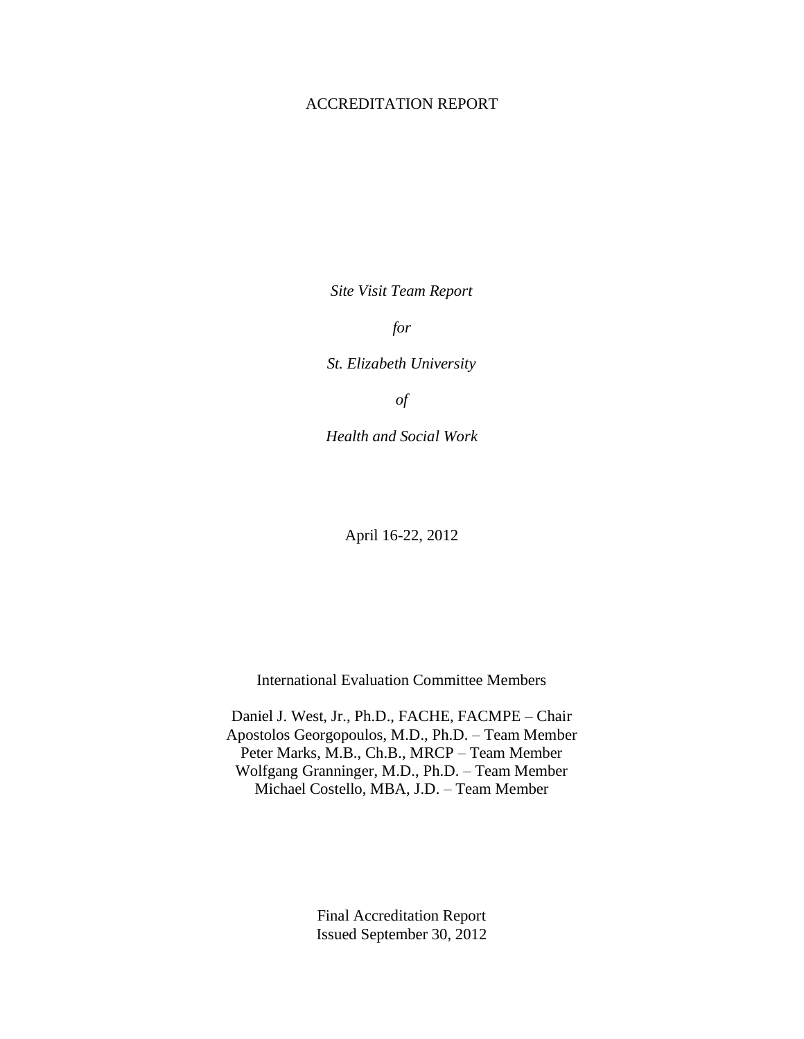# ACCREDITATION REPORT

*Site Visit Team Report*

*for*

*St. Elizabeth University*

*of*

*Health and Social Work*

April 16-22, 2012

International Evaluation Committee Members

Daniel J. West, Jr., Ph.D., FACHE, FACMPE – Chair
Apostolos Georgopoulos, M.D., Ph.D. – Team Member
Peter Marks, M.B., Ch.B., MRCP – Team Member
Wolfgang Granninger, M.D., Ph.D. – Team Member
Michael Costello, MBA, J.D. – Team Member

Final Accreditation Report
Issued September 30, 2012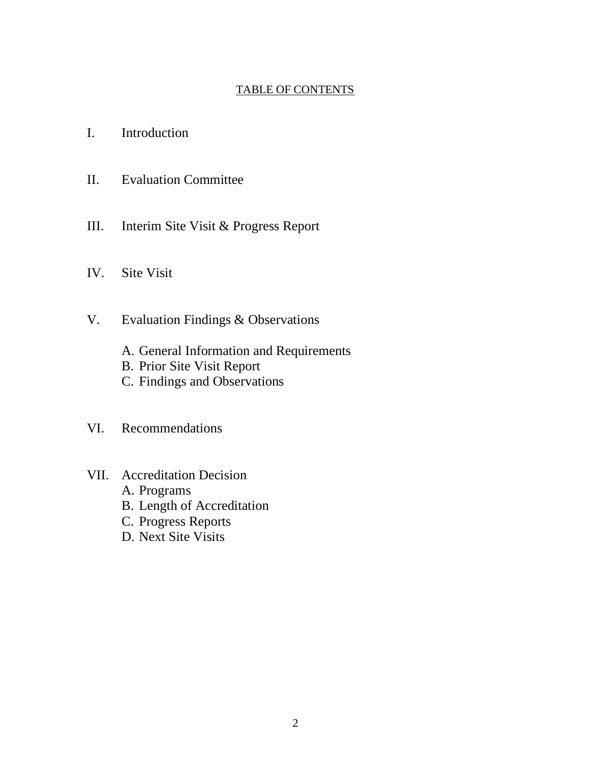## TABLE OF CONTENTS

I. Introduction

II. Evaluation Committee

III. Interim Site Visit & Progress Report

IV. Site Visit

V. Evaluation Findings & Observations

   A. General Information and Requirements
   B. Prior Site Visit Report
   C. Findings and Observations

VI. Recommendations

VII. Accreditation Decision
   A. Programs
   B. Length of Accreditation
   C. Progress Reports
   D. Next Site Visits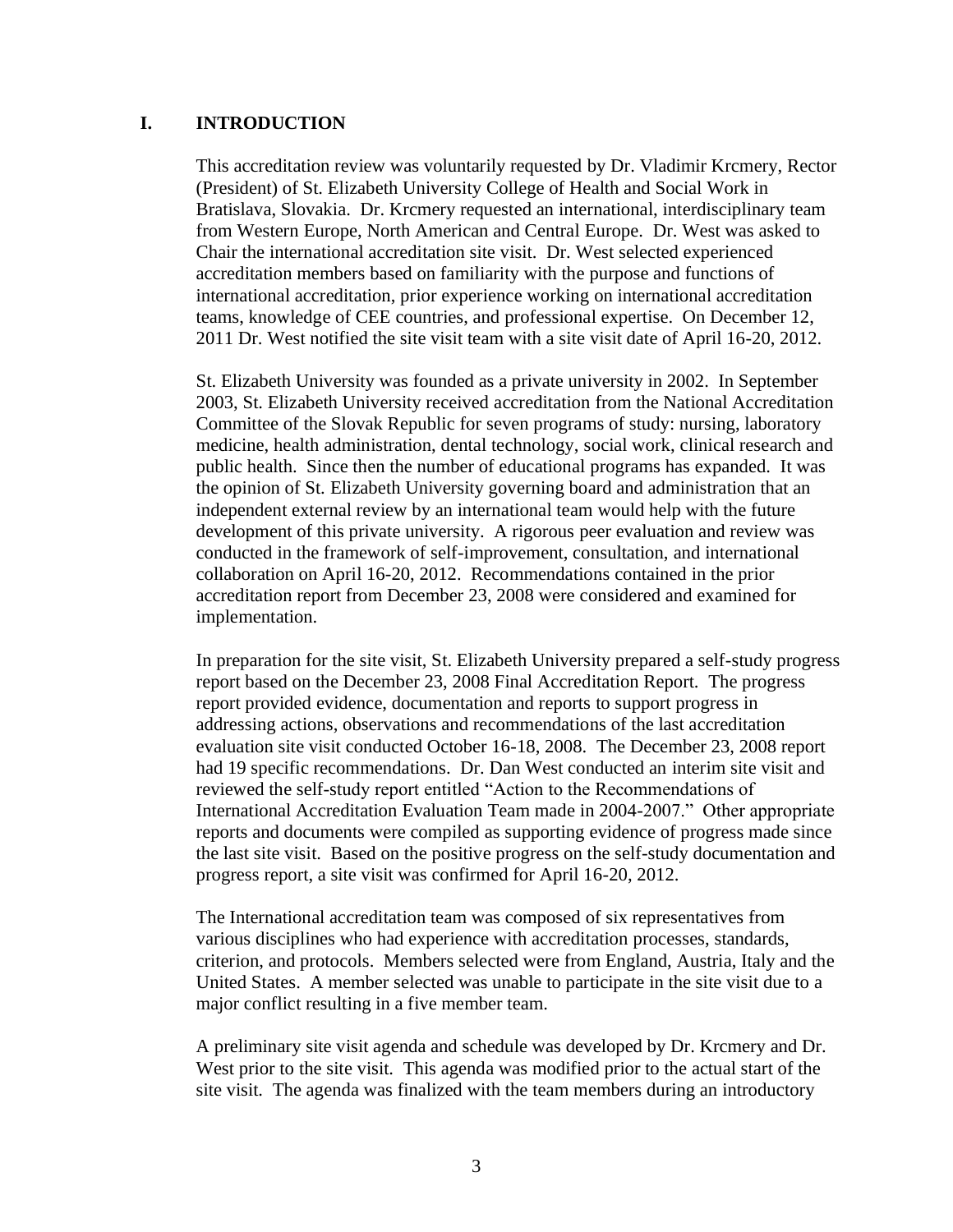# I. INTRODUCTION

This accreditation review was voluntarily requested by Dr. Vladimir Krcmery, Rector (President) of St. Elizabeth University College of Health and Social Work in Bratislava, Slovakia. Dr. Krcmery requested an international, interdisciplinary team from Western Europe, North American and Central Europe. Dr. West was asked to Chair the international accreditation site visit. Dr. West selected experienced accreditation members based on familiarity with the purpose and functions of international accreditation, prior experience working on international accreditation teams, knowledge of CEE countries, and professional expertise. On December 12, 2011 Dr. West notified the site visit team with a site visit date of April 16-20, 2012.

St. Elizabeth University was founded as a private university in 2002. In September 2003, St. Elizabeth University received accreditation from the National Accreditation Committee of the Slovak Republic for seven programs of study: nursing, laboratory medicine, health administration, dental technology, social work, clinical research and public health. Since then the number of educational programs has expanded. It was the opinion of St. Elizabeth University governing board and administration that an independent external review by an international team would help with the future development of this private university. A rigorous peer evaluation and review was conducted in the framework of self-improvement, consultation, and international collaboration on April 16-20, 2012. Recommendations contained in the prior accreditation report from December 23, 2008 were considered and examined for implementation.

In preparation for the site visit, St. Elizabeth University prepared a self-study progress report based on the December 23, 2008 Final Accreditation Report. The progress report provided evidence, documentation and reports to support progress in addressing actions, observations and recommendations of the last accreditation evaluation site visit conducted October 16-18, 2008. The December 23, 2008 report had 19 specific recommendations. Dr. Dan West conducted an interim site visit and reviewed the self-study report entitled "Action to the Recommendations of International Accreditation Evaluation Team made in 2004-2007." Other appropriate reports and documents were compiled as supporting evidence of progress made since the last site visit. Based on the positive progress on the self-study documentation and progress report, a site visit was confirmed for April 16-20, 2012.

The International accreditation team was composed of six representatives from various disciplines who had experience with accreditation processes, standards, criterion, and protocols. Members selected were from England, Austria, Italy and the United States. A member selected was unable to participate in the site visit due to a major conflict resulting in a five member team.

A preliminary site visit agenda and schedule was developed by Dr. Krcmery and Dr. West prior to the site visit. This agenda was modified prior to the actual start of the site visit. The agenda was finalized with the team members during an introductory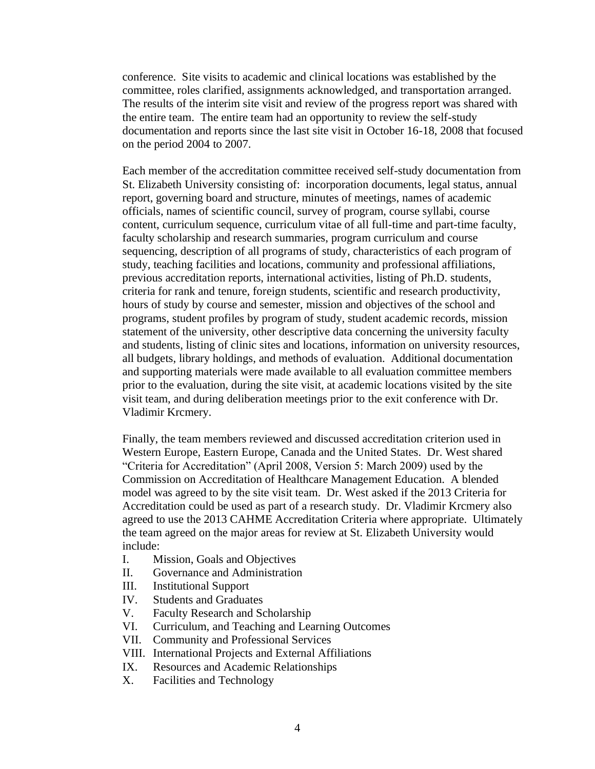conference. Site visits to academic and clinical locations was established by the committee, roles clarified, assignments acknowledged, and transportation arranged. The results of the interim site visit and review of the progress report was shared with the entire team. The entire team had an opportunity to review the self-study documentation and reports since the last site visit in October 16-18, 2008 that focused on the period 2004 to 2007.

Each member of the accreditation committee received self-study documentation from St. Elizabeth University consisting of: incorporation documents, legal status, annual report, governing board and structure, minutes of meetings, names of academic officials, names of scientific council, survey of program, course syllabi, course content, curriculum sequence, curriculum vitae of all full-time and part-time faculty, faculty scholarship and research summaries, program curriculum and course sequencing, description of all programs of study, characteristics of each program of study, teaching facilities and locations, community and professional affiliations, previous accreditation reports, international activities, listing of Ph.D. students, criteria for rank and tenure, foreign students, scientific and research productivity, hours of study by course and semester, mission and objectives of the school and programs, student profiles by program of study, student academic records, mission statement of the university, other descriptive data concerning the university faculty and students, listing of clinic sites and locations, information on university resources, all budgets, library holdings, and methods of evaluation. Additional documentation and supporting materials were made available to all evaluation committee members prior to the evaluation, during the site visit, at academic locations visited by the site visit team, and during deliberation meetings prior to the exit conference with Dr. Vladimir Krcmery.

Finally, the team members reviewed and discussed accreditation criterion used in Western Europe, Eastern Europe, Canada and the United States. Dr. West shared "Criteria for Accreditation" (April 2008, Version 5: March 2009) used by the Commission on Accreditation of Healthcare Management Education. A blended model was agreed to by the site visit team. Dr. West asked if the 2013 Criteria for Accreditation could be used as part of a research study. Dr. Vladimir Krcmery also agreed to use the 2013 CAHME Accreditation Criteria where appropriate. Ultimately the team agreed on the major areas for review at St. Elizabeth University would include:

I. Mission, Goals and Objectives
II. Governance and Administration
III. Institutional Support
IV. Students and Graduates
V. Faculty Research and Scholarship
VI. Curriculum, and Teaching and Learning Outcomes
VII. Community and Professional Services
VIII. International Projects and External Affiliations
IX. Resources and Academic Relationships
X. Facilities and Technology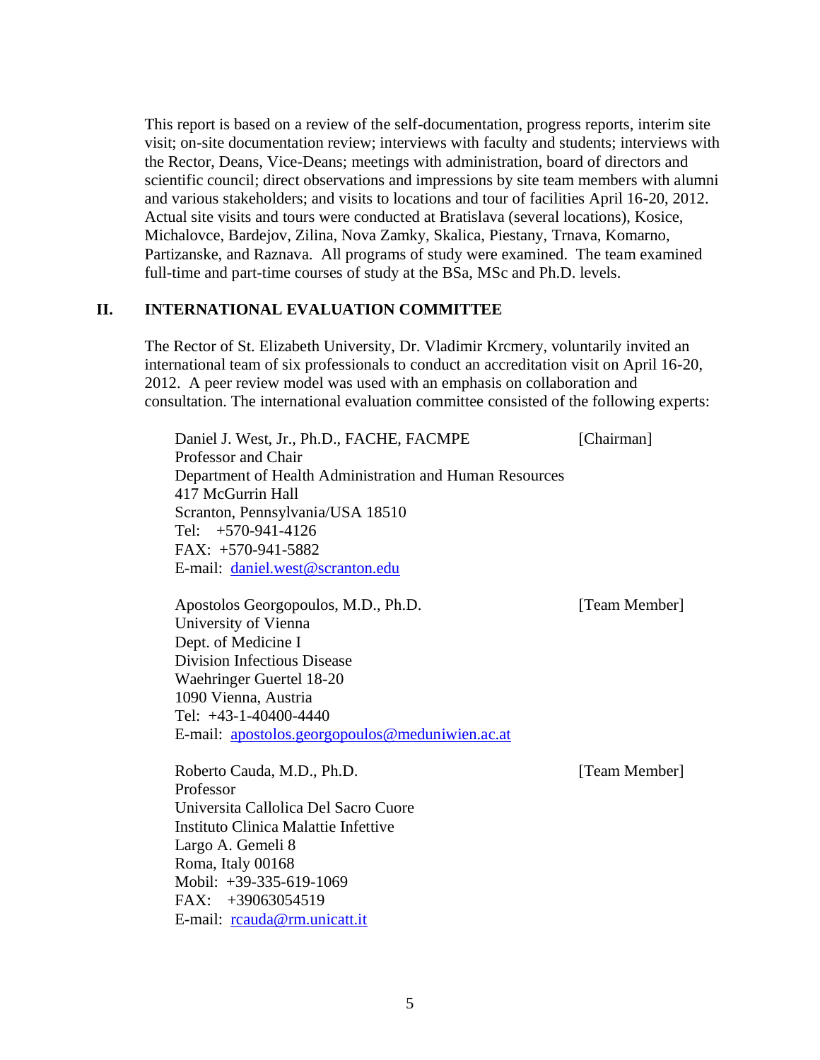This report is based on a review of the self-documentation, progress reports, interim site visit; on-site documentation review; interviews with faculty and students; interviews with the Rector, Deans, Vice-Deans; meetings with administration, board of directors and scientific council; direct observations and impressions by site team members with alumni and various stakeholders; and visits to locations and tour of facilities April 16-20, 2012. Actual site visits and tours were conducted at Bratislava (several locations), Kosice, Michalovce, Bardejov, Zilina, Nova Zamky, Skalica, Piestany, Trnava, Komarno, Partizanske, and Raznava. All programs of study were examined. The team examined full-time and part-time courses of study at the BSa, MSc and Ph.D. levels.

## II. INTERNATIONAL EVALUATION COMMITTEE

The Rector of St. Elizabeth University, Dr. Vladimir Krcmery, voluntarily invited an international team of six professionals to conduct an accreditation visit on April 16-20, 2012. A peer review model was used with an emphasis on collaboration and consultation. The international evaluation committee consisted of the following experts:

Daniel J. West, Jr., Ph.D., FACHE, FACMPE [Chairman]
Professor and Chair
Department of Health Administration and Human Resources
417 McGurrin Hall
Scranton, Pennsylvania/USA 18510
Tel: +570-941-4126
FAX: +570-941-5882
E-mail: daniel.west@scranton.edu

Apostolos Georgopoulos, M.D., Ph.D. [Team Member]
University of Vienna
Dept. of Medicine I
Division Infectious Disease
Waehringer Guertel 18-20
1090 Vienna, Austria
Tel: +43-1-40400-4440
E-mail: apostolos.georgopoulos@meduniwien.ac.at

Roberto Cauda, M.D., Ph.D. [Team Member]
Professor
Universita Callolica Del Sacro Cuore
Instituto Clinica Malattie Infettive
Largo A. Gemeli 8
Roma, Italy 00168
Mobil: +39-335-619-1069
FAX: +39063054519
E-mail: rcauda@rm.unicatt.it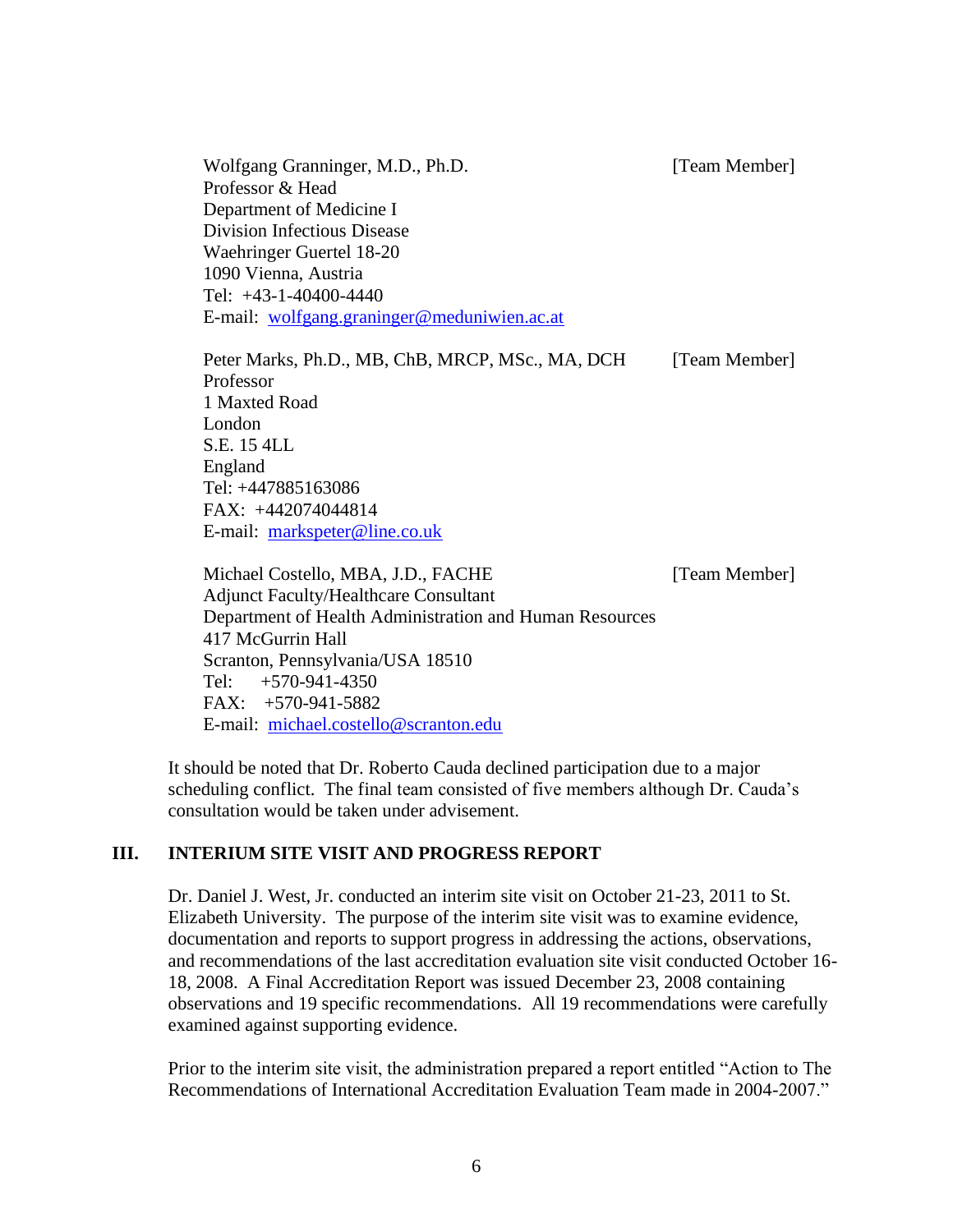Wolfgang Granninger, M.D., Ph.D. [Team Member]
Professor & Head
Department of Medicine I
Division Infectious Disease
Waehringer Guertel 18-20
1090 Vienna, Austria
Tel: +43-1-40400-4440
E-mail: wolfgang.graninger@meduniwien.ac.at

Peter Marks, Ph.D., MB, ChB, MRCP, MSc., MA, DCH [Team Member]
Professor
1 Maxted Road
London
S.E. 15 4LL
England
Tel: +447885163086
FAX: +442074044814
E-mail: markspeter@line.co.uk

Michael Costello, MBA, J.D., FACHE [Team Member]
Adjunct Faculty/Healthcare Consultant
Department of Health Administration and Human Resources
417 McGurrin Hall
Scranton, Pennsylvania/USA 18510
Tel: +570-941-4350
FAX: +570-941-5882
E-mail: michael.costello@scranton.edu

It should be noted that Dr. Roberto Cauda declined participation due to a major scheduling conflict. The final team consisted of five members although Dr. Cauda's consultation would be taken under advisement.

## III. INTERIUM SITE VISIT AND PROGRESS REPORT

Dr. Daniel J. West, Jr. conducted an interim site visit on October 21-23, 2011 to St. Elizabeth University. The purpose of the interim site visit was to examine evidence, documentation and reports to support progress in addressing the actions, observations, and recommendations of the last accreditation evaluation site visit conducted October 16-18, 2008. A Final Accreditation Report was issued December 23, 2008 containing observations and 19 specific recommendations. All 19 recommendations were carefully examined against supporting evidence.

Prior to the interim site visit, the administration prepared a report entitled "Action to The Recommendations of International Accreditation Evaluation Team made in 2004-2007."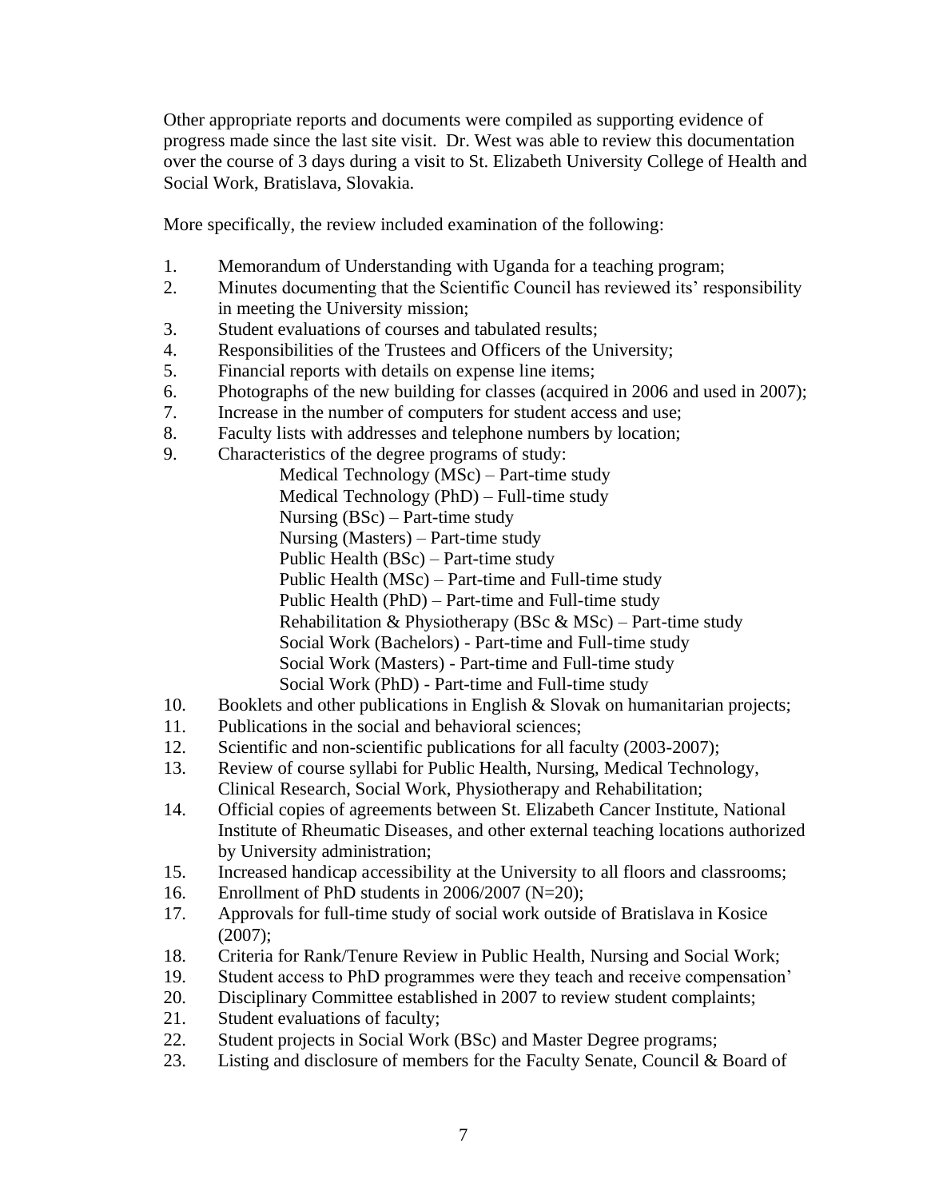Other appropriate reports and documents were compiled as supporting evidence of progress made since the last site visit. Dr. West was able to review this documentation over the course of 3 days during a visit to St. Elizabeth University College of Health and Social Work, Bratislava, Slovakia.

More specifically, the review included examination of the following:

1. Memorandum of Understanding with Uganda for a teaching program;
2. Minutes documenting that the Scientific Council has reviewed its' responsibility in meeting the University mission;
3. Student evaluations of courses and tabulated results;
4. Responsibilities of the Trustees and Officers of the University;
5. Financial reports with details on expense line items;
6. Photographs of the new building for classes (acquired in 2006 and used in 2007);
7. Increase in the number of computers for student access and use;
8. Faculty lists with addresses and telephone numbers by location;
9. Characteristics of the degree programs of study:
   - Medical Technology (MSc) – Part-time study
   - Medical Technology (PhD) – Full-time study
   - Nursing (BSc) – Part-time study
   - Nursing (Masters) – Part-time study
   - Public Health (BSc) – Part-time study
   - Public Health (MSc) – Part-time and Full-time study
   - Public Health (PhD) – Part-time and Full-time study
   - Rehabilitation & Physiotherapy (BSc & MSc) – Part-time study
   - Social Work (Bachelors) - Part-time and Full-time study
   - Social Work (Masters) - Part-time and Full-time study
   - Social Work (PhD) - Part-time and Full-time study
10. Booklets and other publications in English & Slovak on humanitarian projects;
11. Publications in the social and behavioral sciences;
12. Scientific and non-scientific publications for all faculty (2003-2007);
13. Review of course syllabi for Public Health, Nursing, Medical Technology, Clinical Research, Social Work, Physiotherapy and Rehabilitation;
14. Official copies of agreements between St. Elizabeth Cancer Institute, National Institute of Rheumatic Diseases, and other external teaching locations authorized by University administration;
15. Increased handicap accessibility at the University to all floors and classrooms;
16. Enrollment of PhD students in 2006/2007 (N=20);
17. Approvals for full-time study of social work outside of Bratislava in Kosice (2007);
18. Criteria for Rank/Tenure Review in Public Health, Nursing and Social Work;
19. Student access to PhD programmes were they teach and receive compensation'
20. Disciplinary Committee established in 2007 to review student complaints;
21. Student evaluations of faculty;
22. Student projects in Social Work (BSc) and Master Degree programs;
23. Listing and disclosure of members for the Faculty Senate, Council & Board of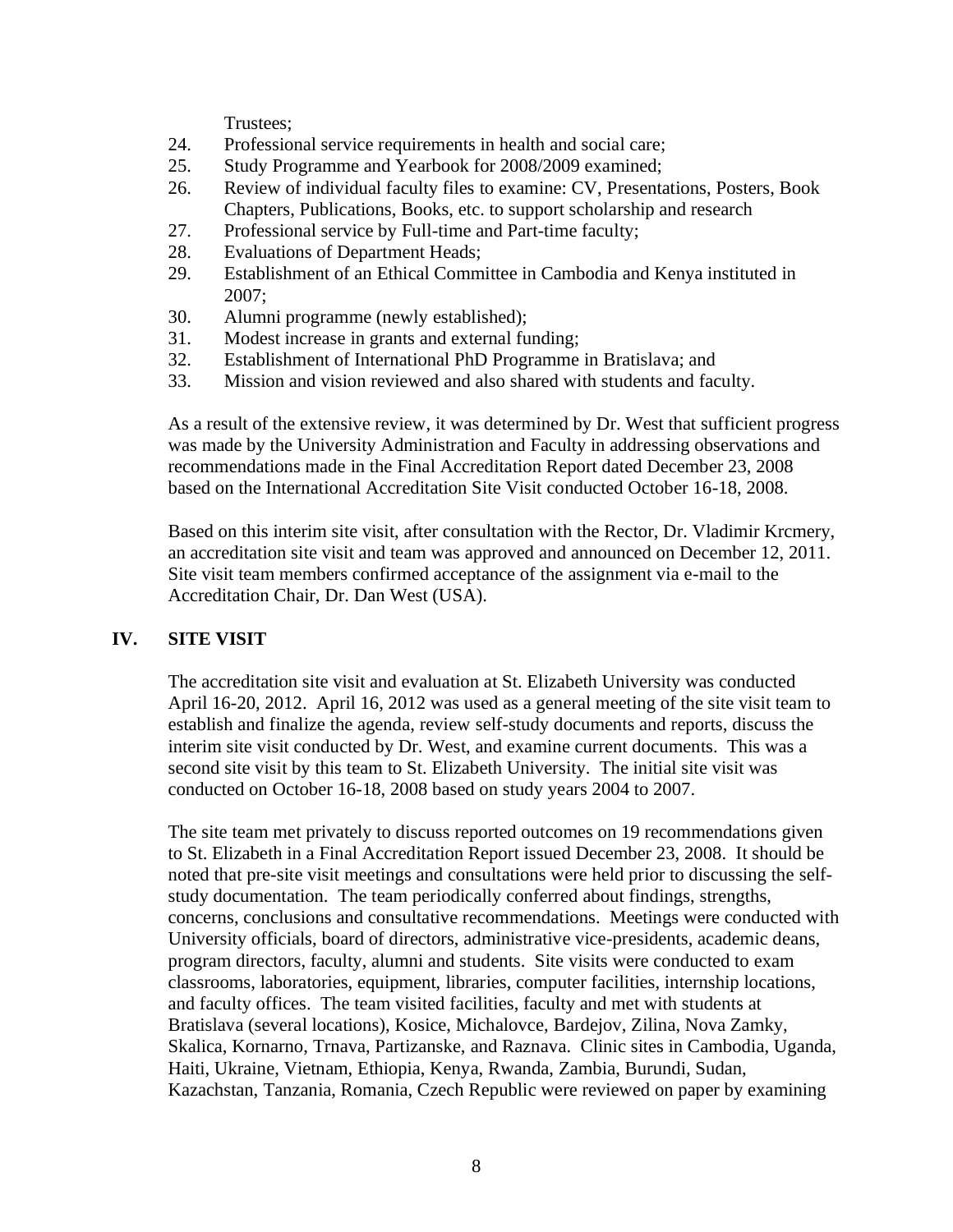Trustees;

24. Professional service requirements in health and social care;
25. Study Programme and Yearbook for 2008/2009 examined;
26. Review of individual faculty files to examine: CV, Presentations, Posters, Book Chapters, Publications, Books, etc. to support scholarship and research
27. Professional service by Full-time and Part-time faculty;
28. Evaluations of Department Heads;
29. Establishment of an Ethical Committee in Cambodia and Kenya instituted in 2007;
30. Alumni programme (newly established);
31. Modest increase in grants and external funding;
32. Establishment of International PhD Programme in Bratislava; and
33. Mission and vision reviewed and also shared with students and faculty.

As a result of the extensive review, it was determined by Dr. West that sufficient progress was made by the University Administration and Faculty in addressing observations and recommendations made in the Final Accreditation Report dated December 23, 2008 based on the International Accreditation Site Visit conducted October 16-18, 2008.

Based on this interim site visit, after consultation with the Rector, Dr. Vladimir Krcmery, an accreditation site visit and team was approved and announced on December 12, 2011. Site visit team members confirmed acceptance of the assignment via e-mail to the Accreditation Chair, Dr. Dan West (USA).

## IV. SITE VISIT

The accreditation site visit and evaluation at St. Elizabeth University was conducted April 16-20, 2012. April 16, 2012 was used as a general meeting of the site visit team to establish and finalize the agenda, review self-study documents and reports, discuss the interim site visit conducted by Dr. West, and examine current documents. This was a second site visit by this team to St. Elizabeth University. The initial site visit was conducted on October 16-18, 2008 based on study years 2004 to 2007.

The site team met privately to discuss reported outcomes on 19 recommendations given to St. Elizabeth in a Final Accreditation Report issued December 23, 2008. It should be noted that pre-site visit meetings and consultations were held prior to discussing the self-study documentation. The team periodically conferred about findings, strengths, concerns, conclusions and consultative recommendations. Meetings were conducted with University officials, board of directors, administrative vice-presidents, academic deans, program directors, faculty, alumni and students. Site visits were conducted to exam classrooms, laboratories, equipment, libraries, computer facilities, internship locations, and faculty offices. The team visited facilities, faculty and met with students at Bratislava (several locations), Kosice, Michalovce, Bardejov, Zilina, Nova Zamky, Skalica, Kornarno, Trnava, Partizanske, and Raznava. Clinic sites in Cambodia, Uganda, Haiti, Ukraine, Vietnam, Ethiopia, Kenya, Rwanda, Zambia, Burundi, Sudan, Kazachstan, Tanzania, Romania, Czech Republic were reviewed on paper by examining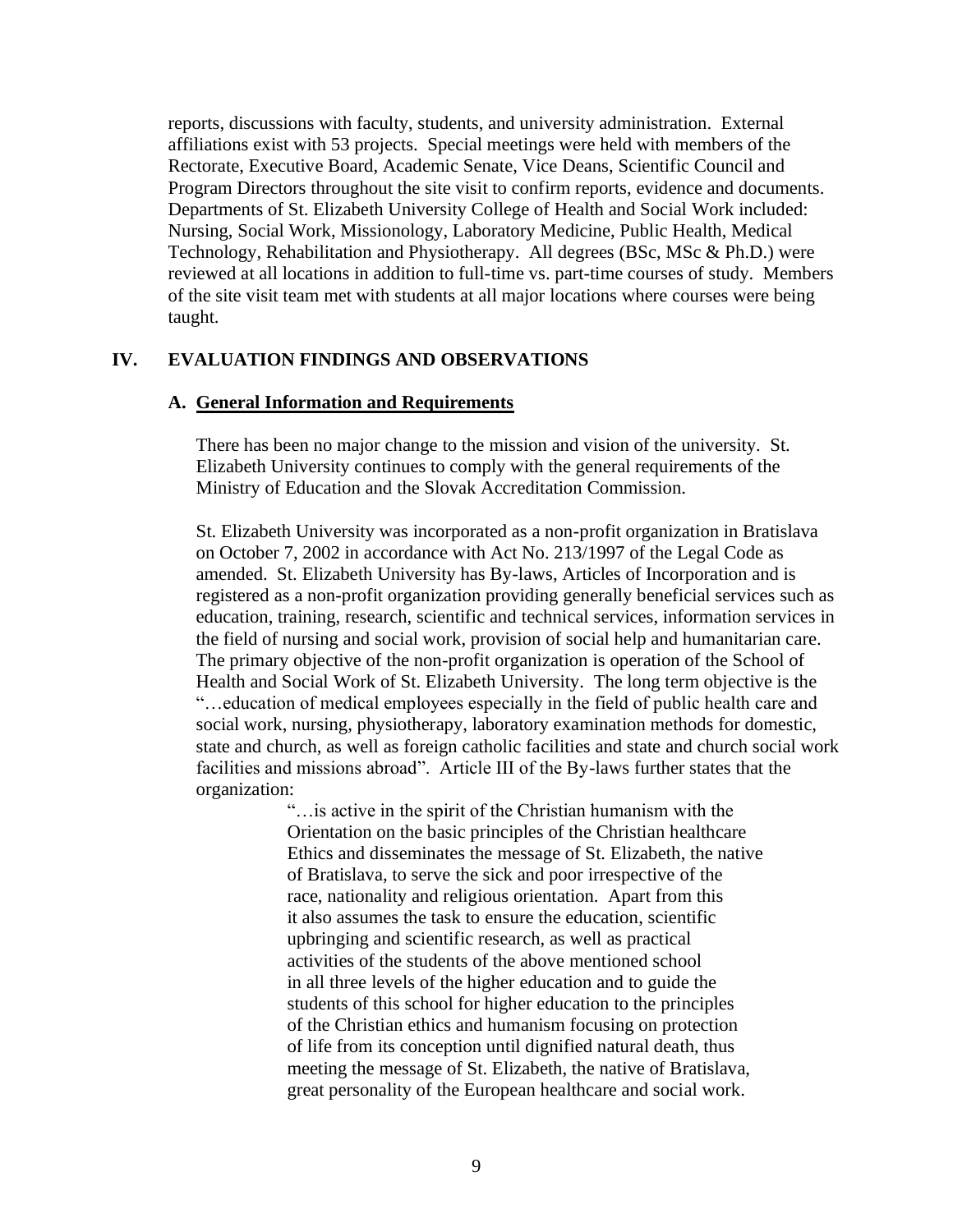reports, discussions with faculty, students, and university administration. External affiliations exist with 53 projects. Special meetings were held with members of the Rectorate, Executive Board, Academic Senate, Vice Deans, Scientific Council and Program Directors throughout the site visit to confirm reports, evidence and documents. Departments of St. Elizabeth University College of Health and Social Work included: Nursing, Social Work, Missionology, Laboratory Medicine, Public Health, Medical Technology, Rehabilitation and Physiotherapy. All degrees (BSc, MSc & Ph.D.) were reviewed at all locations in addition to full-time vs. part-time courses of study. Members of the site visit team met with students at all major locations where courses were being taught.

## IV. EVALUATION FINDINGS AND OBSERVATIONS

### A. General Information and Requirements

There has been no major change to the mission and vision of the university. St. Elizabeth University continues to comply with the general requirements of the Ministry of Education and the Slovak Accreditation Commission.

St. Elizabeth University was incorporated as a non-profit organization in Bratislava on October 7, 2002 in accordance with Act No. 213/1997 of the Legal Code as amended. St. Elizabeth University has By-laws, Articles of Incorporation and is registered as a non-profit organization providing generally beneficial services such as education, training, research, scientific and technical services, information services in the field of nursing and social work, provision of social help and humanitarian care. The primary objective of the non-profit organization is operation of the School of Health and Social Work of St. Elizabeth University. The long term objective is the "…education of medical employees especially in the field of public health care and social work, nursing, physiotherapy, laboratory examination methods for domestic, state and church, as well as foreign catholic facilities and state and church social work facilities and missions abroad". Article III of the By-laws further states that the organization:

> "…is active in the spirit of the Christian humanism with the Orientation on the basic principles of the Christian healthcare Ethics and disseminates the message of St. Elizabeth, the native of Bratislava, to serve the sick and poor irrespective of the race, nationality and religious orientation. Apart from this it also assumes the task to ensure the education, scientific upbringing and scientific research, as well as practical activities of the students of the above mentioned school in all three levels of the higher education and to guide the students of this school for higher education to the principles of the Christian ethics and humanism focusing on protection of life from its conception until dignified natural death, thus meeting the message of St. Elizabeth, the native of Bratislava, great personality of the European healthcare and social work.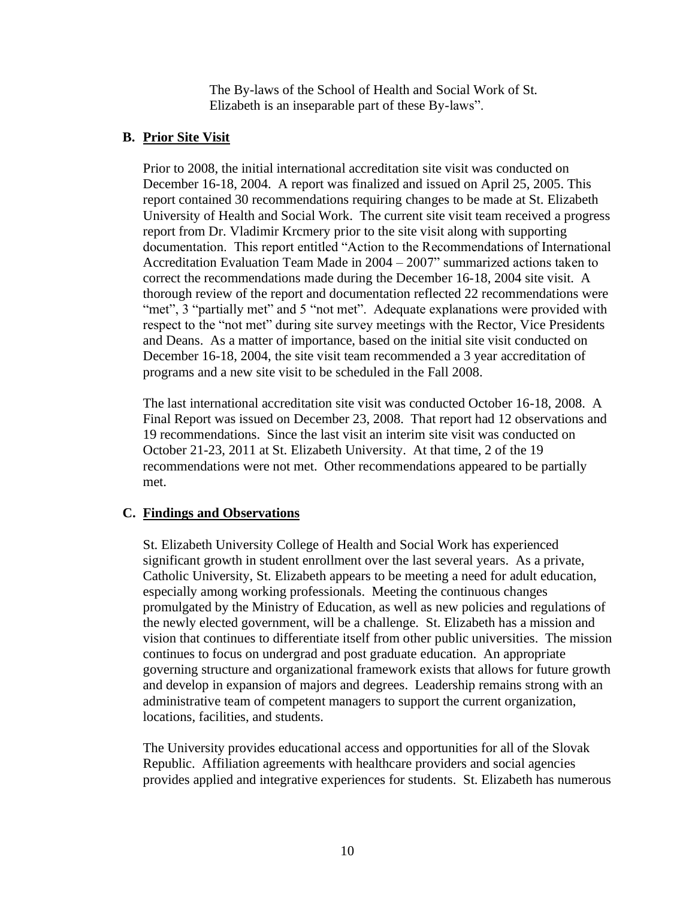The By-laws of the School of Health and Social Work of St. Elizabeth is an inseparable part of these By-laws".

### B. Prior Site Visit

Prior to 2008, the initial international accreditation site visit was conducted on December 16-18, 2004. A report was finalized and issued on April 25, 2005. This report contained 30 recommendations requiring changes to be made at St. Elizabeth University of Health and Social Work. The current site visit team received a progress report from Dr. Vladimir Krcmery prior to the site visit along with supporting documentation. This report entitled "Action to the Recommendations of International Accreditation Evaluation Team Made in 2004 – 2007" summarized actions taken to correct the recommendations made during the December 16-18, 2004 site visit. A thorough review of the report and documentation reflected 22 recommendations were "met", 3 "partially met" and 5 "not met". Adequate explanations were provided with respect to the "not met" during site survey meetings with the Rector, Vice Presidents and Deans. As a matter of importance, based on the initial site visit conducted on December 16-18, 2004, the site visit team recommended a 3 year accreditation of programs and a new site visit to be scheduled in the Fall 2008.

The last international accreditation site visit was conducted October 16-18, 2008. A Final Report was issued on December 23, 2008. That report had 12 observations and 19 recommendations. Since the last visit an interim site visit was conducted on October 21-23, 2011 at St. Elizabeth University. At that time, 2 of the 19 recommendations were not met. Other recommendations appeared to be partially met.

### C. Findings and Observations

St. Elizabeth University College of Health and Social Work has experienced significant growth in student enrollment over the last several years. As a private, Catholic University, St. Elizabeth appears to be meeting a need for adult education, especially among working professionals. Meeting the continuous changes promulgated by the Ministry of Education, as well as new policies and regulations of the newly elected government, will be a challenge. St. Elizabeth has a mission and vision that continues to differentiate itself from other public universities. The mission continues to focus on undergrad and post graduate education. An appropriate governing structure and organizational framework exists that allows for future growth and develop in expansion of majors and degrees. Leadership remains strong with an administrative team of competent managers to support the current organization, locations, facilities, and students.

The University provides educational access and opportunities for all of the Slovak Republic. Affiliation agreements with healthcare providers and social agencies provides applied and integrative experiences for students. St. Elizabeth has numerous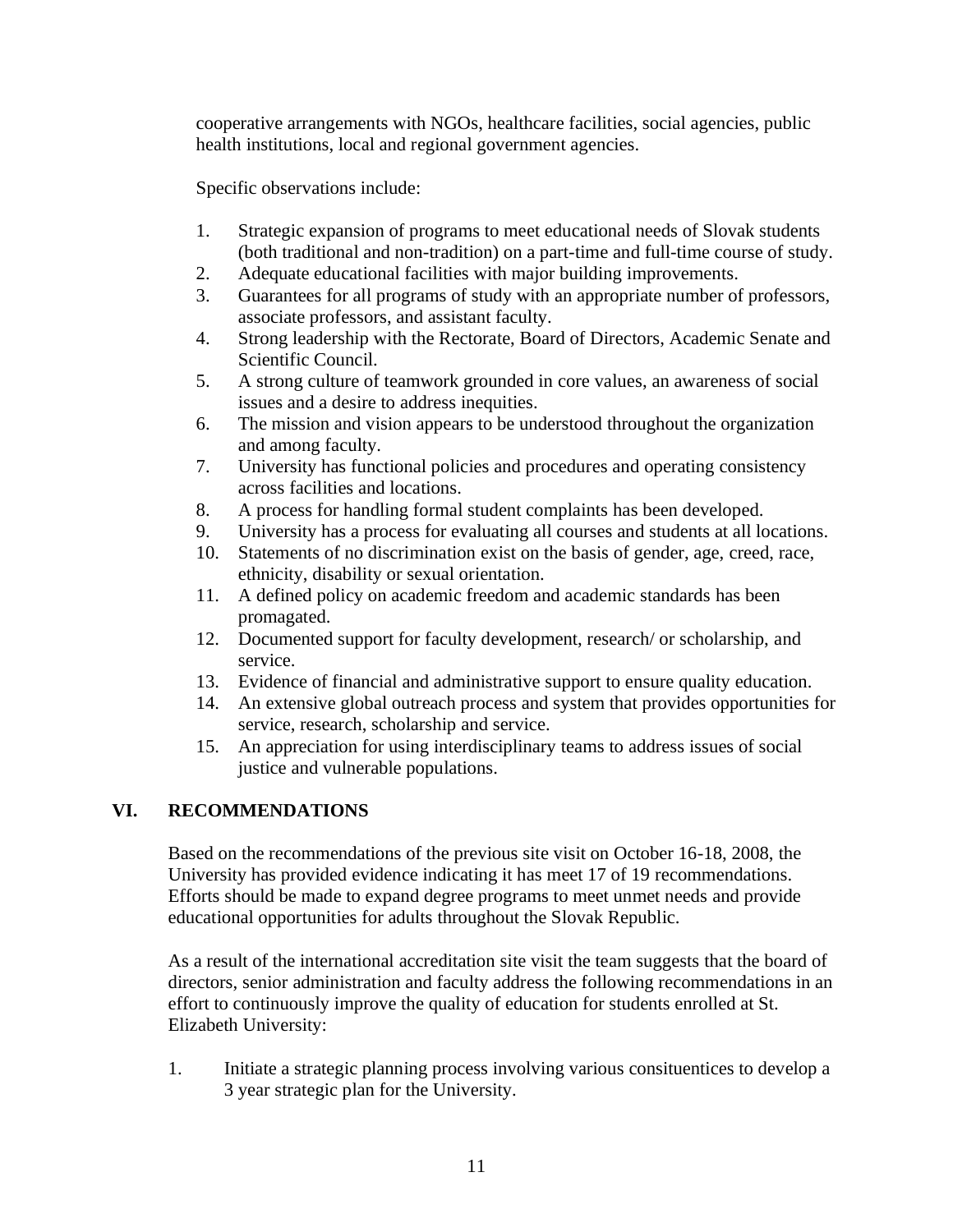cooperative arrangements with NGOs, healthcare facilities, social agencies, public health institutions, local and regional government agencies.

Specific observations include:

1. Strategic expansion of programs to meet educational needs of Slovak students (both traditional and non-tradition) on a part-time and full-time course of study.
2. Adequate educational facilities with major building improvements.
3. Guarantees for all programs of study with an appropriate number of professors, associate professors, and assistant faculty.
4. Strong leadership with the Rectorate, Board of Directors, Academic Senate and Scientific Council.
5. A strong culture of teamwork grounded in core values, an awareness of social issues and a desire to address inequities.
6. The mission and vision appears to be understood throughout the organization and among faculty.
7. University has functional policies and procedures and operating consistency across facilities and locations.
8. A process for handling formal student complaints has been developed.
9. University has a process for evaluating all courses and students at all locations.
10. Statements of no discrimination exist on the basis of gender, age, creed, race, ethnicity, disability or sexual orientation.
11. A defined policy on academic freedom and academic standards has been promagated.
12. Documented support for faculty development, research/ or scholarship, and service.
13. Evidence of financial and administrative support to ensure quality education.
14. An extensive global outreach process and system that provides opportunities for service, research, scholarship and service.
15. An appreciation for using interdisciplinary teams to address issues of social justice and vulnerable populations.

## VI. RECOMMENDATIONS

Based on the recommendations of the previous site visit on October 16-18, 2008, the University has provided evidence indicating it has meet 17 of 19 recommendations. Efforts should be made to expand degree programs to meet unmet needs and provide educational opportunities for adults throughout the Slovak Republic.

As a result of the international accreditation site visit the team suggests that the board of directors, senior administration and faculty address the following recommendations in an effort to continuously improve the quality of education for students enrolled at St. Elizabeth University:

1. Initiate a strategic planning process involving various consituentices to develop a 3 year strategic plan for the University.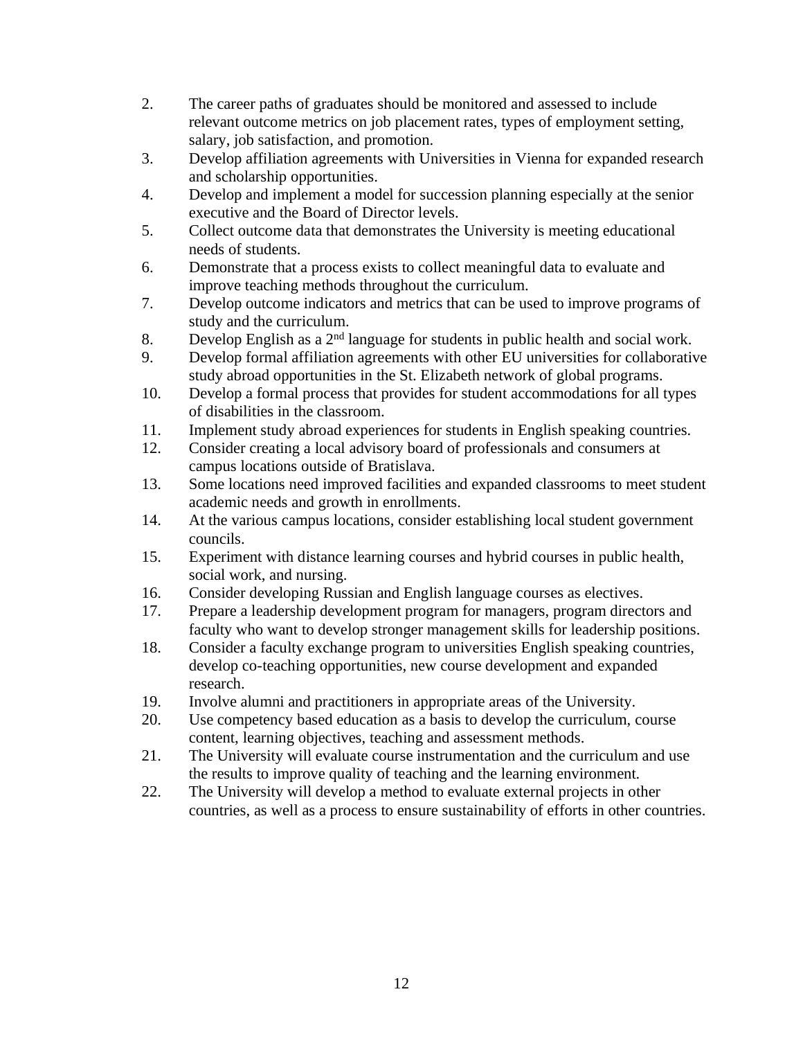2. The career paths of graduates should be monitored and assessed to include relevant outcome metrics on job placement rates, types of employment setting, salary, job satisfaction, and promotion.
3. Develop affiliation agreements with Universities in Vienna for expanded research and scholarship opportunities.
4. Develop and implement a model for succession planning especially at the senior executive and the Board of Director levels.
5. Collect outcome data that demonstrates the University is meeting educational needs of students.
6. Demonstrate that a process exists to collect meaningful data to evaluate and improve teaching methods throughout the curriculum.
7. Develop outcome indicators and metrics that can be used to improve programs of study and the curriculum.
8. Develop English as a 2nd language for students in public health and social work.
9. Develop formal affiliation agreements with other EU universities for collaborative study abroad opportunities in the St. Elizabeth network of global programs.
10. Develop a formal process that provides for student accommodations for all types of disabilities in the classroom.
11. Implement study abroad experiences for students in English speaking countries.
12. Consider creating a local advisory board of professionals and consumers at campus locations outside of Bratislava.
13. Some locations need improved facilities and expanded classrooms to meet student academic needs and growth in enrollments.
14. At the various campus locations, consider establishing local student government councils.
15. Experiment with distance learning courses and hybrid courses in public health, social work, and nursing.
16. Consider developing Russian and English language courses as electives.
17. Prepare a leadership development program for managers, program directors and faculty who want to develop stronger management skills for leadership positions.
18. Consider a faculty exchange program to universities English speaking countries, develop co-teaching opportunities, new course development and expanded research.
19. Involve alumni and practitioners in appropriate areas of the University.
20. Use competency based education as a basis to develop the curriculum, course content, learning objectives, teaching and assessment methods.
21. The University will evaluate course instrumentation and the curriculum and use the results to improve quality of teaching and the learning environment.
22. The University will develop a method to evaluate external projects in other countries, as well as a process to ensure sustainability of efforts in other countries.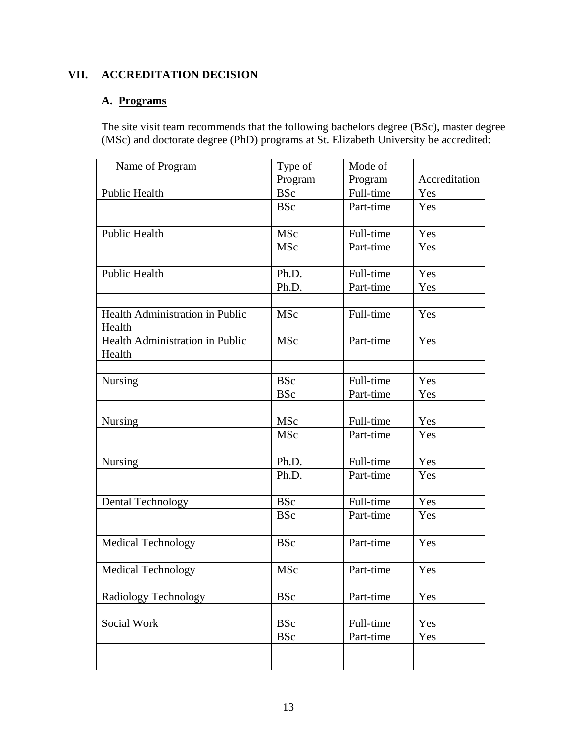## VII. ACCREDITATION DECISION

### A. Programs

The site visit team recommends that the following bachelors degree (BSc), master degree (MSc) and doctorate degree (PhD) programs at St. Elizabeth University be accredited:

| Name of Program | Type of Program | Mode of Program | Accreditation |
|---|---|---|---|
| Public Health | BSc | Full-time | Yes |
| | BSc | Part-time | Yes |
| | | | |
| Public Health | MSc | Full-time | Yes |
| | MSc | Part-time | Yes |
| | | | |
| Public Health | Ph.D. | Full-time | Yes |
| | Ph.D. | Part-time | Yes |
| | | | |
| Health Administration in Public Health | MSc | Full-time | Yes |
| Health Administration in Public Health | MSc | Part-time | Yes |
| | | | |
| Nursing | BSc | Full-time | Yes |
| | BSc | Part-time | Yes |
| | | | |
| Nursing | MSc | Full-time | Yes |
| | MSc | Part-time | Yes |
| | | | |
| Nursing | Ph.D. | Full-time | Yes |
| | Ph.D. | Part-time | Yes |
| | | | |
| Dental Technology | BSc | Full-time | Yes |
| | BSc | Part-time | Yes |
| | | | |
| Medical Technology | BSc | Part-time | Yes |
| | | | |
| Medical Technology | MSc | Part-time | Yes |
| | | | |
| Radiology Technology | BSc | Part-time | Yes |
| | | | |
| Social Work | BSc | Full-time | Yes |
| | BSc | Part-time | Yes |
| | | | |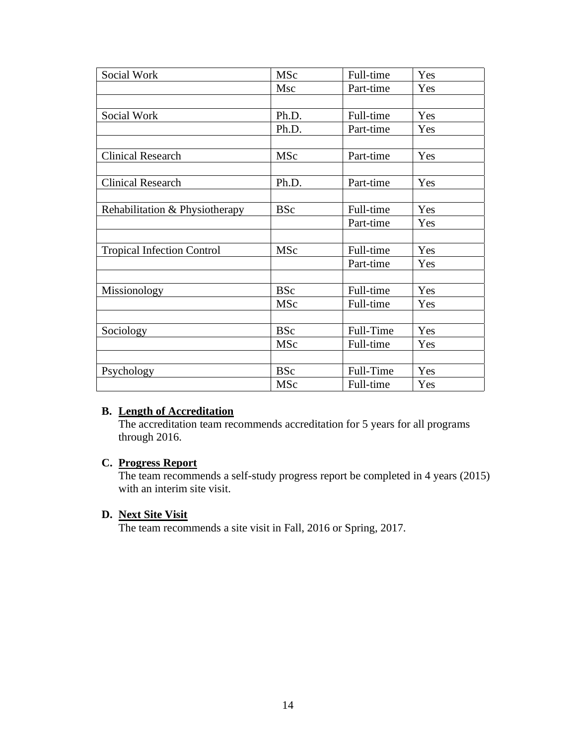| | | | |
|---|---|---|---|
| Social Work | MSc | Full-time | Yes |
| | Msc | Part-time | Yes |
| | | | |
| Social Work | Ph.D. | Full-time | Yes |
| | Ph.D. | Part-time | Yes |
| | | | |
| Clinical Research | MSc | Part-time | Yes |
| | | | |
| Clinical Research | Ph.D. | Part-time | Yes |
| | | | |
| Rehabilitation & Physiotherapy | BSc | Full-time | Yes |
| | | Part-time | Yes |
| | | | |
| Tropical Infection Control | MSc | Full-time | Yes |
| | | Part-time | Yes |
| | | | |
| Missionology | BSc | Full-time | Yes |
| | MSc | Full-time | Yes |
| | | | |
| Sociology | BSc | Full-Time | Yes |
| | MSc | Full-time | Yes |
| | | | |
| Psychology | BSc | Full-Time | Yes |
| | MSc | Full-time | Yes |

**B. <u>Length of Accreditation</u>**

The accreditation team recommends accreditation for 5 years for all programs through 2016.

**C. <u>Progress Report</u>**

The team recommends a self-study progress report be completed in 4 years (2015) with an interim site visit.

**D. <u>Next Site Visit</u>**

The team recommends a site visit in Fall, 2016 or Spring, 2017.